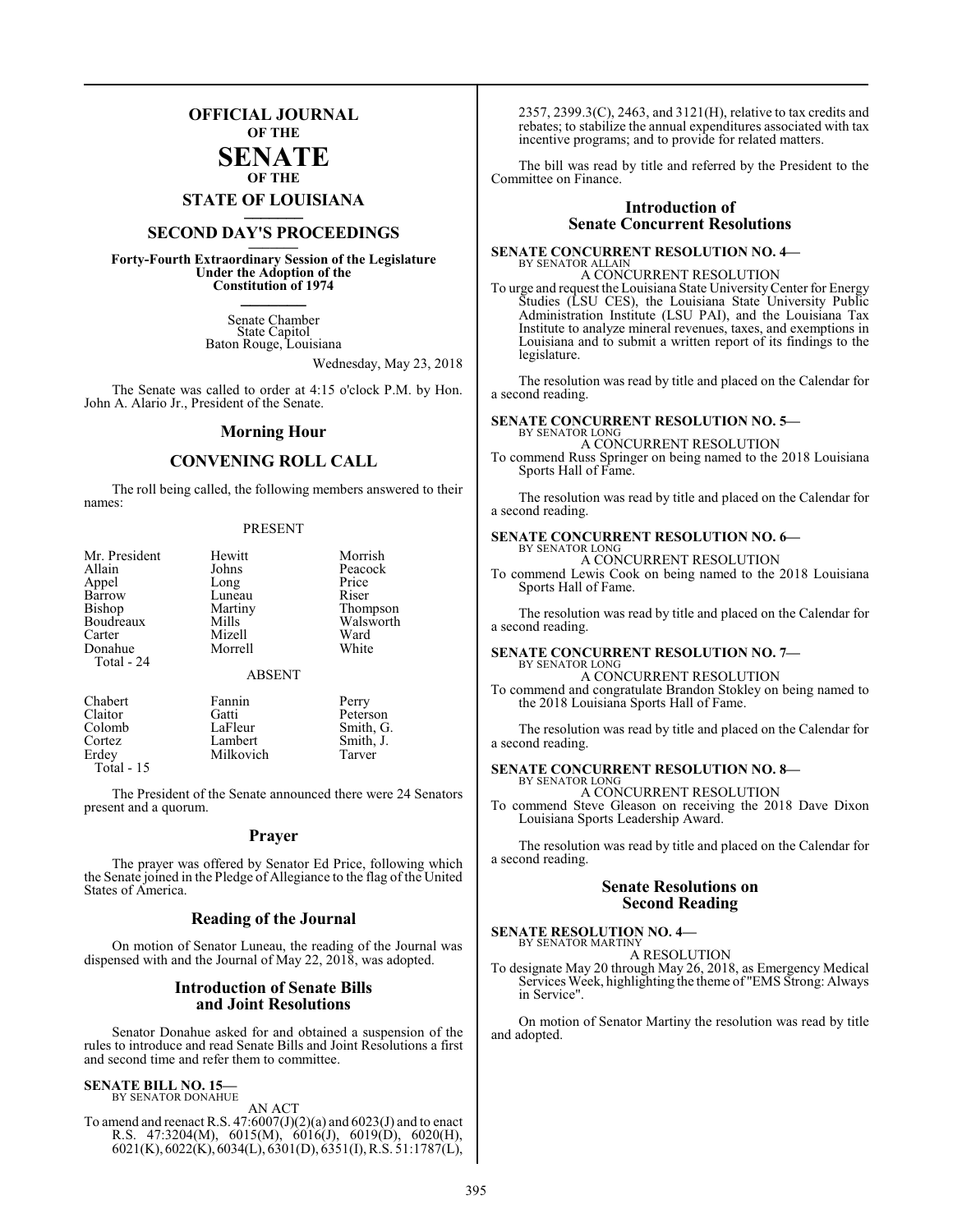# OFFICIAL JOURNAL
## OF THE
# SENATE
## OF THE
## STATE OF LOUISIANA

## SECOND DAY'S PROCEEDINGS

**Forty-Fourth Extraordinary Session of the Legislature Under the Adoption of the Constitution of 1974**

Senate Chamber
State Capitol
Baton Rouge, Louisiana

Wednesday, May 23, 2018

The Senate was called to order at 4:15 o'clock P.M. by Hon. John A. Alario Jr., President of the Senate.

## Morning Hour

## CONVENING ROLL CALL

The roll being called, the following members answered to their names:

PRESENT

| | | |
|---|---|---|
| Mr. President | Hewitt | Morrish |
| Allain | Johns | Peacock |
| Appel | Long | Price |
| Barrow | Luneau | Riser |
| Bishop | Martiny | Thompson |
| Boudreaux | Mills | Walsworth |
| Carter | Mizell | Ward |
| Donahue | Morrell | White |
| Total - 24 | | |

ABSENT

| | | |
|---|---|---|
| Chabert | Fannin | Perry |
| Claitor | Gatti | Peterson |
| Colomb | LaFleur | Smith, G. |
| Cortez | Lambert | Smith, J. |
| Erdey | Milkovich | Tarver |
| Total - 15 | | |

The President of the Senate announced there were 24 Senators present and a quorum.

## Prayer

The prayer was offered by Senator Ed Price, following which the Senate joined in the Pledge of Allegiance to the flag of the United States of America.

## Reading of the Journal

On motion of Senator Luneau, the reading of the Journal was dispensed with and the Journal of May 22, 2018, was adopted.

## Introduction of Senate Bills and Joint Resolutions

Senator Donahue asked for and obtained a suspension of the rules to introduce and read Senate Bills and Joint Resolutions a first and second time and refer them to committee.

**SENATE BILL NO. 15—**
BY SENATOR DONAHUE

AN ACT

To amend and reenact R.S. 47:6007(J)(2)(a) and 6023(J) and to enact R.S. 47:3204(M), 6015(M), 6016(J), 6019(D), 6020(H), 6021(K), 6022(K), 6034(L), 6301(D), 6351(I), R.S. 51:1787(L), 2357, 2399.3(C), 2463, and 3121(H), relative to tax credits and rebates; to stabilize the annual expenditures associated with tax incentive programs; and to provide for related matters.

The bill was read by title and referred by the President to the Committee on Finance.

## Introduction of Senate Concurrent Resolutions

**SENATE CONCURRENT RESOLUTION NO. 4—**
BY SENATOR ALLAIN

A CONCURRENT RESOLUTION

To urge and request the Louisiana State University Center for Energy Studies (LSU CES), the Louisiana State University Public Administration Institute (LSU PAI), and the Louisiana Tax Institute to analyze mineral revenues, taxes, and exemptions in Louisiana and to submit a written report of its findings to the legislature.

The resolution was read by title and placed on the Calendar for a second reading.

**SENATE CONCURRENT RESOLUTION NO. 5—**
BY SENATOR LONG

A CONCURRENT RESOLUTION

To commend Russ Springer on being named to the 2018 Louisiana Sports Hall of Fame.

The resolution was read by title and placed on the Calendar for a second reading.

**SENATE CONCURRENT RESOLUTION NO. 6—**
BY SENATOR LONG

A CONCURRENT RESOLUTION

To commend Lewis Cook on being named to the 2018 Louisiana Sports Hall of Fame.

The resolution was read by title and placed on the Calendar for a second reading.

**SENATE CONCURRENT RESOLUTION NO. 7—**
BY SENATOR LONG

A CONCURRENT RESOLUTION

To commend and congratulate Brandon Stokley on being named to the 2018 Louisiana Sports Hall of Fame.

The resolution was read by title and placed on the Calendar for a second reading.

**SENATE CONCURRENT RESOLUTION NO. 8—**
BY SENATOR LONG

A CONCURRENT RESOLUTION

To commend Steve Gleason on receiving the 2018 Dave Dixon Louisiana Sports Leadership Award.

The resolution was read by title and placed on the Calendar for a second reading.

## Senate Resolutions on Second Reading

**SENATE RESOLUTION NO. 4—**
BY SENATOR MARTINY

A RESOLUTION

To designate May 20 through May 26, 2018, as Emergency Medical Services Week, highlighting the theme of "EMS Strong: Always in Service".

On motion of Senator Martiny the resolution was read by title and adopted.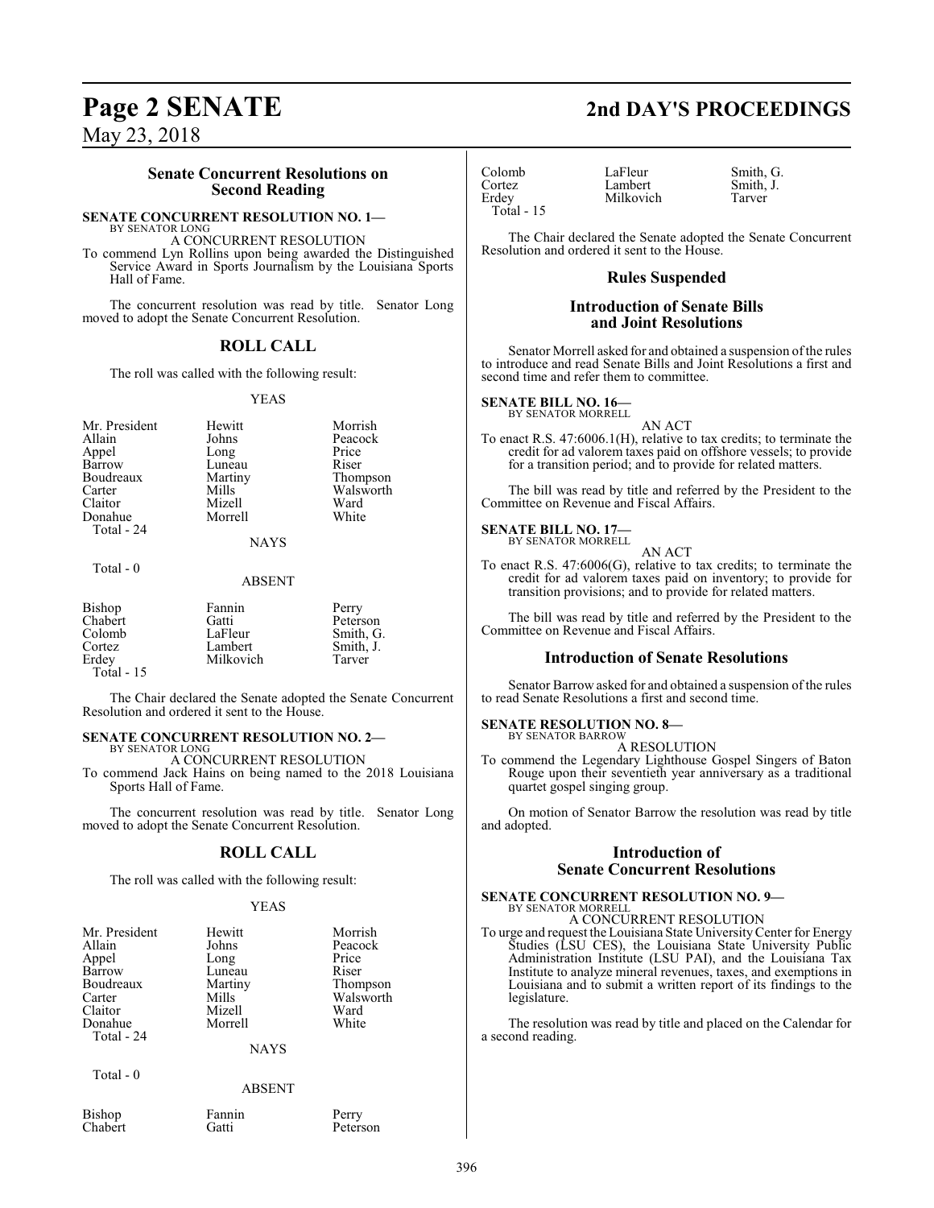## Senate Concurrent Resolutions on Second Reading

**SENATE CONCURRENT RESOLUTION NO. 1—**
BY SENATOR LONG

A CONCURRENT RESOLUTION

To commend Lyn Rollins upon being awarded the Distinguished Service Award in Sports Journalism by the Louisiana Sports Hall of Fame.

The concurrent resolution was read by title. Senator Long moved to adopt the Senate Concurrent Resolution.

### ROLL CALL

The roll was called with the following result:

YEAS

| | | |
|---|---|---|
| Mr. President | Hewitt | Morrish |
| Allain | Johns | Peacock |
| Appel | Long | Price |
| Barrow | Luneau | Riser |
| Boudreaux | Martiny | Thompson |
| Carter | Mills | Walsworth |
| Claitor | Mizell | Ward |
| Donahue | Morrell | White |
| Total - 24 | | |

NAYS

Total - 0

ABSENT

| | | |
|---|---|---|
| Bishop | Fannin | Perry |
| Chabert | Gatti | Peterson |
| Colomb | LaFleur | Smith, G. |
| Cortez | Lambert | Smith, J. |
| Erdey | Milkovich | Tarver |
| Total - 15 | | |

The Chair declared the Senate adopted the Senate Concurrent Resolution and ordered it sent to the House.

**SENATE CONCURRENT RESOLUTION NO. 2—**
BY SENATOR LONG

A CONCURRENT RESOLUTION

To commend Jack Hains on being named to the 2018 Louisiana Sports Hall of Fame.

The concurrent resolution was read by title. Senator Long moved to adopt the Senate Concurrent Resolution.

### ROLL CALL

The roll was called with the following result:

YEAS

| | | |
|---|---|---|
| Mr. President | Hewitt | Morrish |
| Allain | Johns | Peacock |
| Appel | Long | Price |
| Barrow | Luneau | Riser |
| Boudreaux | Martiny | Thompson |
| Carter | Mills | Walsworth |
| Claitor | Mizell | Ward |
| Donahue | Morrell | White |
| Total - 24 | | |

NAYS

Total - 0

ABSENT

| | | |
|---|---|---|
| Bishop | Fannin | Perry |
| Chabert | Gatti | Peterson |
| Colomb | LaFleur | Smith, G. |
| Cortez | Lambert | Smith, J. |
| Erdey | Milkovich | Tarver |
| Total - 15 | | |

The Chair declared the Senate adopted the Senate Concurrent Resolution and ordered it sent to the House.

## Rules Suspended

## Introduction of Senate Bills and Joint Resolutions

Senator Morrell asked for and obtained a suspension of the rules to introduce and read Senate Bills and Joint Resolutions a first and second time and refer them to committee.

**SENATE BILL NO. 16—**
BY SENATOR MORRELL

AN ACT

To enact R.S. 47:6006.1(H), relative to tax credits; to terminate the credit for ad valorem taxes paid on offshore vessels; to provide for a transition period; and to provide for related matters.

The bill was read by title and referred by the President to the Committee on Revenue and Fiscal Affairs.

**SENATE BILL NO. 17—**
BY SENATOR MORRELL

AN ACT

To enact R.S. 47:6006(G), relative to tax credits; to terminate the credit for ad valorem taxes paid on inventory; to provide for transition provisions; and to provide for related matters.

The bill was read by title and referred by the President to the Committee on Revenue and Fiscal Affairs.

## Introduction of Senate Resolutions

Senator Barrow asked for and obtained a suspension of the rules to read Senate Resolutions a first and second time.

**SENATE RESOLUTION NO. 8—**
BY SENATOR BARROW

A RESOLUTION

To commend the Legendary Lighthouse Gospel Singers of Baton Rouge upon their seventieth year anniversary as a traditional quartet gospel singing group.

On motion of Senator Barrow the resolution was read by title and adopted.

## Introduction of Senate Concurrent Resolutions

**SENATE CONCURRENT RESOLUTION NO. 9—**
BY SENATOR MORRELL

A CONCURRENT RESOLUTION

To urge and request the Louisiana State University Center for Energy Studies (LSU CES), the Louisiana State University Public Administration Institute (LSU PAI), and the Louisiana Tax Institute to analyze mineral revenues, taxes, and exemptions in Louisiana and to submit a written report of its findings to the legislature.

The resolution was read by title and placed on the Calendar for a second reading.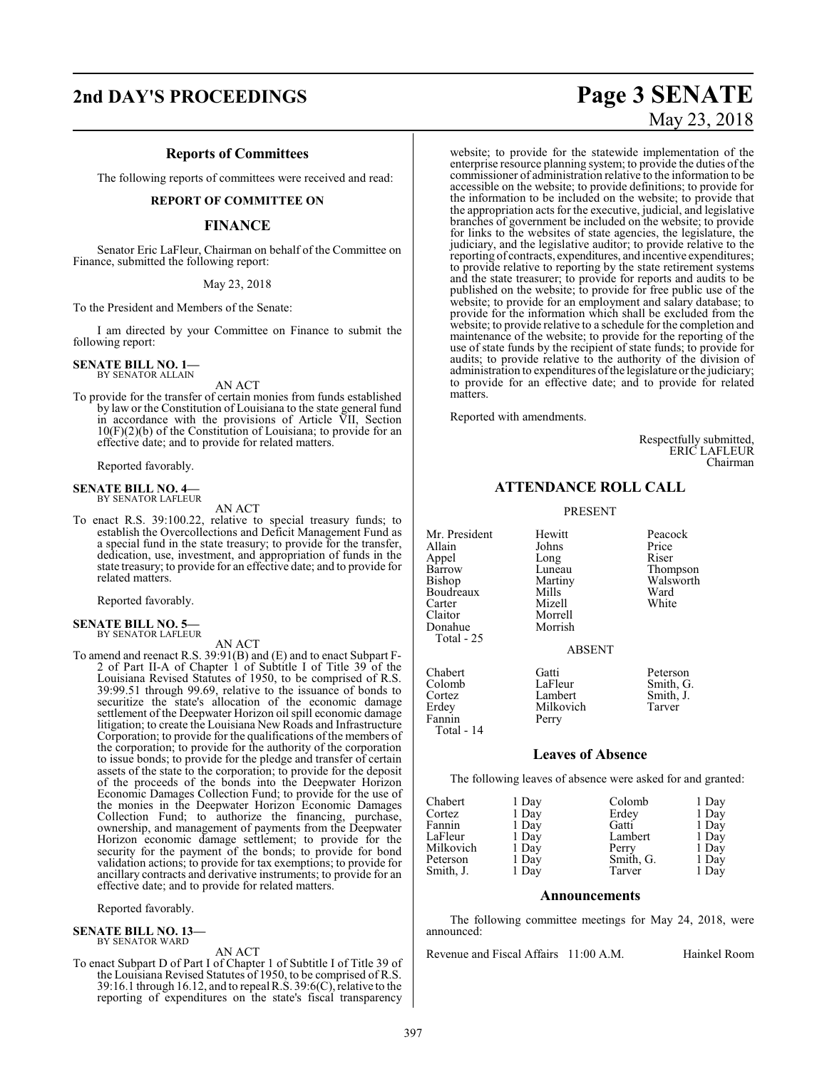## Reports of Committees

The following reports of committees were received and read:

### REPORT OF COMMITTEE ON

### FINANCE

Senator Eric LaFleur, Chairman on behalf of the Committee on Finance, submitted the following report:

May 23, 2018

To the President and Members of the Senate:

I am directed by your Committee on Finance to submit the following report:

**SENATE BILL NO. 1—**
BY SENATOR ALLAIN

AN ACT

To provide for the transfer of certain monies from funds established by law or the Constitution of Louisiana to the state general fund in accordance with the provisions of Article VII, Section 10(F)(2)(b) of the Constitution of Louisiana; to provide for an effective date; and to provide for related matters.

Reported favorably.

**SENATE BILL NO. 4—**
BY SENATOR LAFLEUR

AN ACT

To enact R.S. 39:100.22, relative to special treasury funds; to establish the Overcollections and Deficit Management Fund as a special fund in the state treasury; to provide for the transfer, dedication, use, investment, and appropriation of funds in the state treasury; to provide for an effective date; and to provide for related matters.

Reported favorably.

**SENATE BILL NO. 5—**
BY SENATOR LAFLEUR

AN ACT

To amend and reenact R.S. 39:91(B) and (E) and to enact Subpart F-2 of Part II-A of Chapter 1 of Subtitle I of Title 39 of the Louisiana Revised Statutes of 1950, to be comprised of R.S. 39:99.51 through 99.69, relative to the issuance of bonds to securitize the state's allocation of the economic damage settlement of the Deepwater Horizon oil spill economic damage litigation; to create the Louisiana New Roads and Infrastructure Corporation; to provide for the qualifications of the members of the corporation; to provide for the authority of the corporation to issue bonds; to provide for the pledge and transfer of certain assets of the state to the corporation; to provide for the deposit of the proceeds of the bonds into the Deepwater Horizon Economic Damages Collection Fund; to provide for the use of the monies in the Deepwater Horizon Economic Damages Collection Fund; to authorize the financing, purchase, ownership, and management of payments from the Deepwater Horizon economic damage settlement; to provide for the security for the payment of the bonds; to provide for bond validation actions; to provide for tax exemptions; to provide for ancillary contracts and derivative instruments; to provide for an effective date; and to provide for related matters.

Reported favorably.

**SENATE BILL NO. 13—**
BY SENATOR WARD

AN ACT

To enact Subpart D of Part I of Chapter 1 of Subtitle I of Title 39 of the Louisiana Revised Statutes of 1950, to be comprised of R.S. 39:16.1 through 16.12, and to repeal R.S. 39:6(C), relative to the reporting of expenditures on the state's fiscal transparency website; to provide for the statewide implementation of the enterprise resource planning system; to provide the duties of the commissioner of administration relative to the information to be accessible on the website; to provide definitions; to provide for the information to be included on the website; to provide that the appropriation acts for the executive, judicial, and legislative branches of government be included on the website; to provide for links to the websites of state agencies, the legislature, the judiciary, and the legislative auditor; to provide relative to the reporting of contracts, expenditures, and incentive expenditures; to provide relative to reporting by the state retirement systems and the state treasurer; to provide for reports and audits to be published on the website; to provide for free public use of the website; to provide for an employment and salary database; to provide for the information which shall be excluded from the website; to provide relative to a schedule for the completion and maintenance of the website; to provide for the reporting of the use of state funds by the recipient of state funds; to provide for audits; to provide relative to the authority of the division of administration to expenditures of the legislature or the judiciary; to provide for an effective date; and to provide for related matters.

Reported with amendments.

Respectfully submitted,
ERIC LAFLEUR
Chairman

## ATTENDANCE ROLL CALL

PRESENT

| | | |
|---|---|---|
| Mr. President | Hewitt | Peacock |
| Allain | Johns | Price |
| Appel | Long | Riser |
| Barrow | Luneau | Thompson |
| Bishop | Martiny | Walsworth |
| Boudreaux | Mills | Ward |
| Carter | Mizell | White |
| Claitor | Morrell | |
| Donahue | Morrish | |

Total - 25

ABSENT

| | | |
|---|---|---|
| Chabert | Gatti | Peterson |
| Colomb | LaFleur | Smith, G. |
| Cortez | Lambert | Smith, J. |
| Erdey | Milkovich | Tarver |
| Fannin | Perry | |

Total - 14

## Leaves of Absence

The following leaves of absence were asked for and granted:

| | | | |
|---|---|---|---|
| Chabert | 1 Day | Colomb | 1 Day |
| Cortez | 1 Day | Erdey | 1 Day |
| Fannin | 1 Day | Gatti | 1 Day |
| LaFleur | 1 Day | Lambert | 1 Day |
| Milkovich | 1 Day | Perry | 1 Day |
| Peterson | 1 Day | Smith, G. | 1 Day |
| Smith, J. | 1 Day | Tarver | 1 Day |

## Announcements

The following committee meetings for May 24, 2018, were announced:

Revenue and Fiscal Affairs 11:00 A.M. Hainkel Room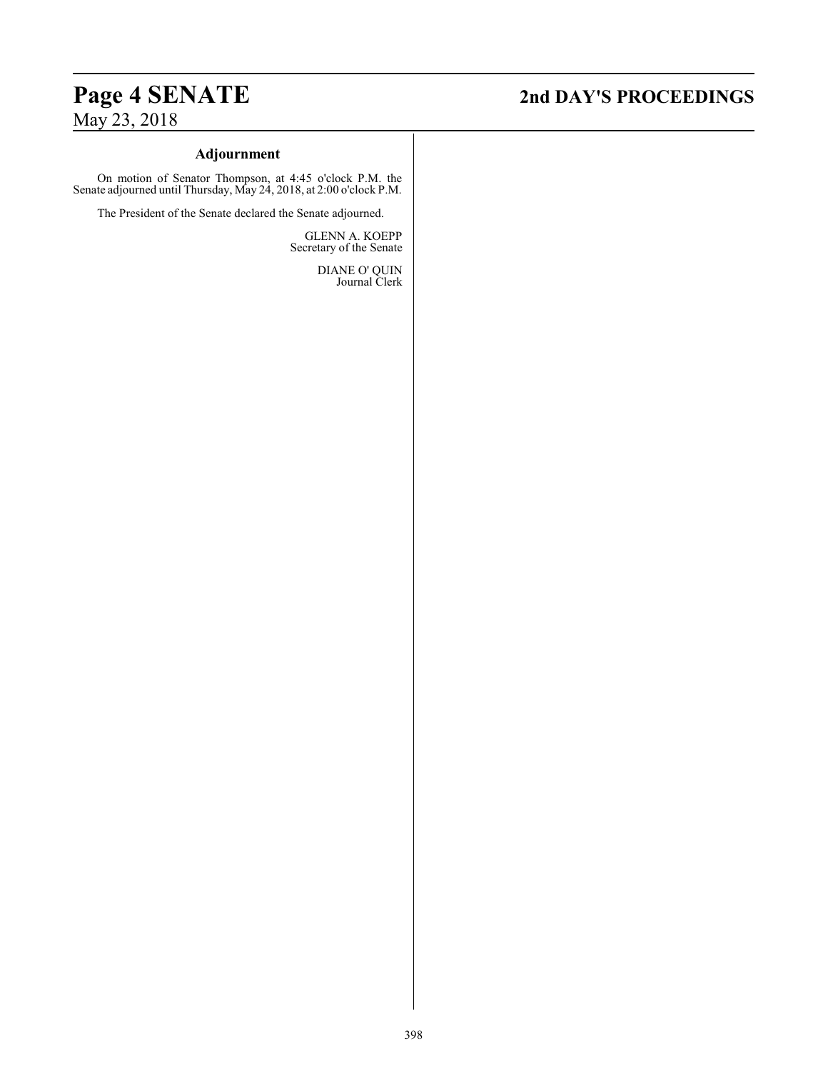### Adjournment

On motion of Senator Thompson, at 4:45 o'clock P.M. the Senate adjourned until Thursday, May 24, 2018, at 2:00 o'clock P.M.

The President of the Senate declared the Senate adjourned.

GLENN A. KOEPP
Secretary of the Senate

DIANE O' QUIN
Journal Clerk